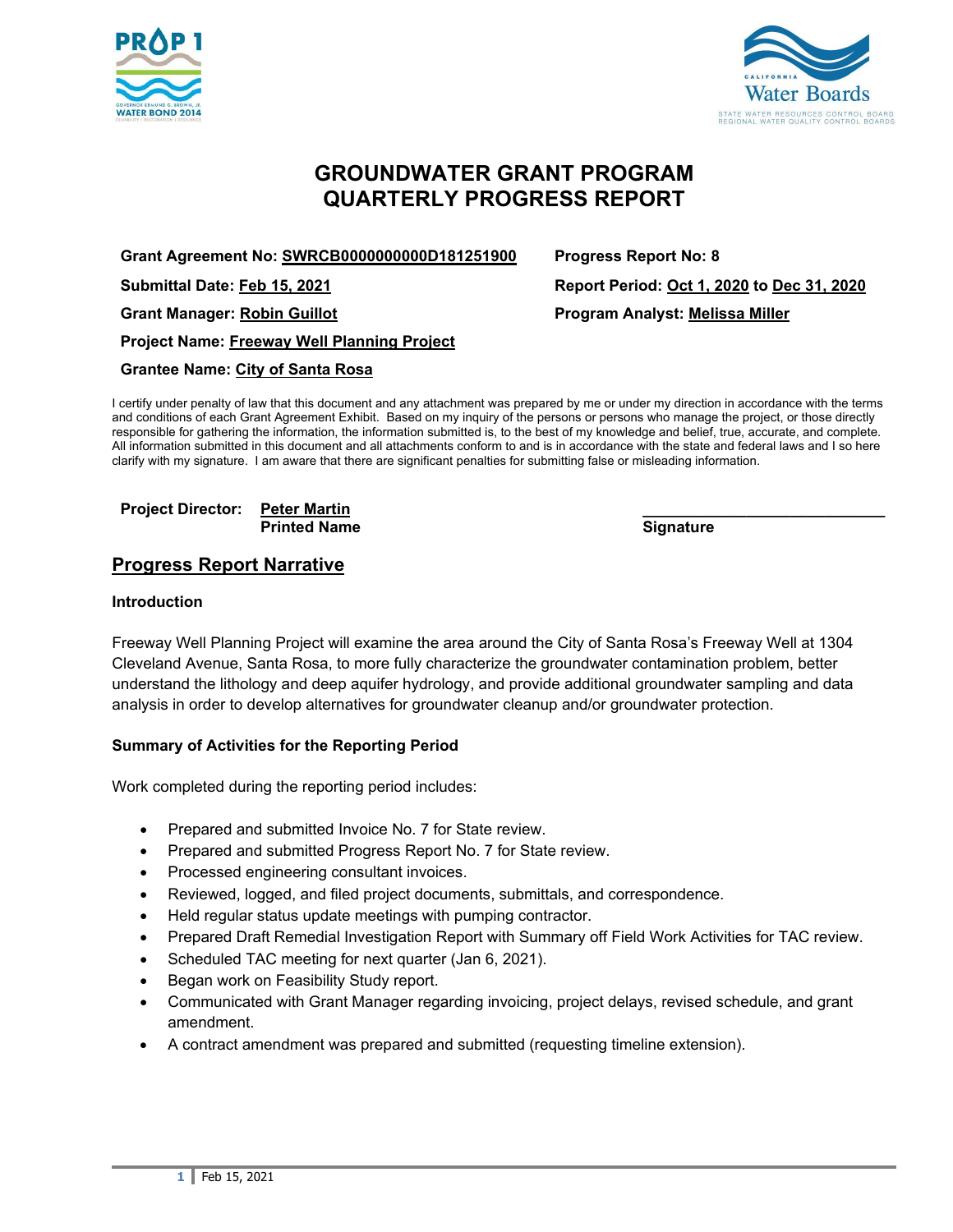# GROUNDWATER GRANT PROGRAM
# QUARTERLY PROGRESS REPORT

**Grant Agreement No:** SWRCB0000000000D181251900

**Progress Report No:** 8

**Submittal Date:** Feb 15, 2021

**Report Period:** Oct 1, 2020 to Dec 31, 2020

**Grant Manager:** Robin Guillot

**Program Analyst:** Melissa Miller

**Project Name:** Freeway Well Planning Project

**Grantee Name:** City of Santa Rosa

I certify under penalty of law that this document and any attachment was prepared by me or under my direction in accordance with the terms and conditions of each Grant Agreement Exhibit. Based on my inquiry of the persons or persons who manage the project, or those directly responsible for gathering the information, the information submitted is, to the best of my knowledge and belief, true, accurate, and complete. All information submitted in this document and all attachments conform to and is in accordance with the state and federal laws and I so here clarify with my signature. I am aware that there are significant penalties for submitting false or misleading information.

**Project Director:** Peter Martin
**Printed Name**

___________________________
**Signature**

## Progress Report Narrative

### Introduction

Freeway Well Planning Project will examine the area around the City of Santa Rosa's Freeway Well at 1304 Cleveland Avenue, Santa Rosa, to more fully characterize the groundwater contamination problem, better understand the lithology and deep aquifer hydrology, and provide additional groundwater sampling and data analysis in order to develop alternatives for groundwater cleanup and/or groundwater protection.

### Summary of Activities for the Reporting Period

Work completed during the reporting period includes:

- Prepared and submitted Invoice No. 7 for State review.
- Prepared and submitted Progress Report No. 7 for State review.
- Processed engineering consultant invoices.
- Reviewed, logged, and filed project documents, submittals, and correspondence.
- Held regular status update meetings with pumping contractor.
- Prepared Draft Remedial Investigation Report with Summary off Field Work Activities for TAC review.
- Scheduled TAC meeting for next quarter (Jan 6, 2021).
- Began work on Feasibility Study report.
- Communicated with Grant Manager regarding invoicing, project delays, revised schedule, and grant amendment.
- A contract amendment was prepared and submitted (requesting timeline extension).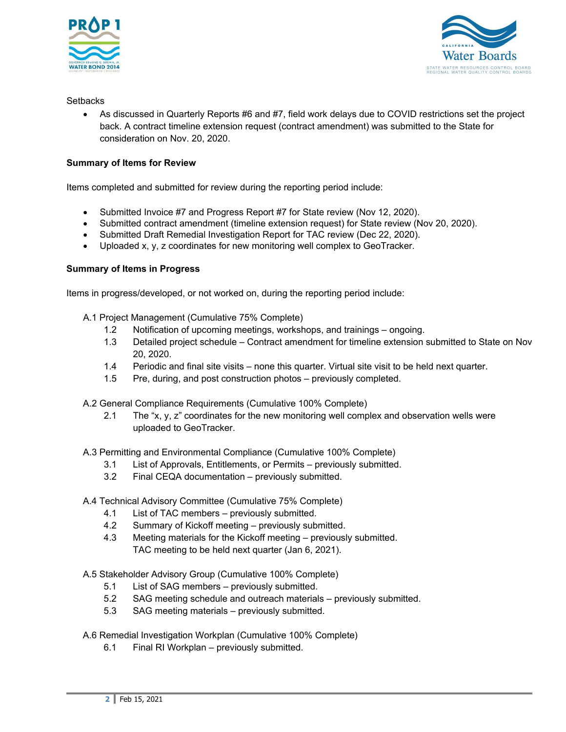Setbacks

- As discussed in Quarterly Reports #6 and #7, field work delays due to COVID restrictions set the project back. A contract timeline extension request (contract amendment) was submitted to the State for consideration on Nov. 20, 2020.

**Summary of Items for Review**

Items completed and submitted for review during the reporting period include:

- Submitted Invoice #7 and Progress Report #7 for State review (Nov 12, 2020).
- Submitted contract amendment (timeline extension request) for State review (Nov 20, 2020).
- Submitted Draft Remedial Investigation Report for TAC review (Dec 22, 2020).
- Uploaded x, y, z coordinates for new monitoring well complex to GeoTracker.

**Summary of Items in Progress**

Items in progress/developed, or not worked on, during the reporting period include:

A.1 Project Management (Cumulative 75% Complete)

- 1.2 Notification of upcoming meetings, workshops, and trainings – ongoing.
- 1.3 Detailed project schedule – Contract amendment for timeline extension submitted to State on Nov 20, 2020.
- 1.4 Periodic and final site visits – none this quarter. Virtual site visit to be held next quarter.
- 1.5 Pre, during, and post construction photos – previously completed.

A.2 General Compliance Requirements (Cumulative 100% Complete)

- 2.1 The "x, y, z" coordinates for the new monitoring well complex and observation wells were uploaded to GeoTracker.

A.3 Permitting and Environmental Compliance (Cumulative 100% Complete)

- 3.1 List of Approvals, Entitlements, or Permits – previously submitted.
- 3.2 Final CEQA documentation – previously submitted.

A.4 Technical Advisory Committee (Cumulative 75% Complete)

- 4.1 List of TAC members – previously submitted.
- 4.2 Summary of Kickoff meeting – previously submitted.
- 4.3 Meeting materials for the Kickoff meeting – previously submitted. TAC meeting to be held next quarter (Jan 6, 2021).

A.5 Stakeholder Advisory Group (Cumulative 100% Complete)

- 5.1 List of SAG members – previously submitted.
- 5.2 SAG meeting schedule and outreach materials – previously submitted.
- 5.3 SAG meeting materials – previously submitted.

A.6 Remedial Investigation Workplan (Cumulative 100% Complete)

- 6.1 Final RI Workplan – previously submitted.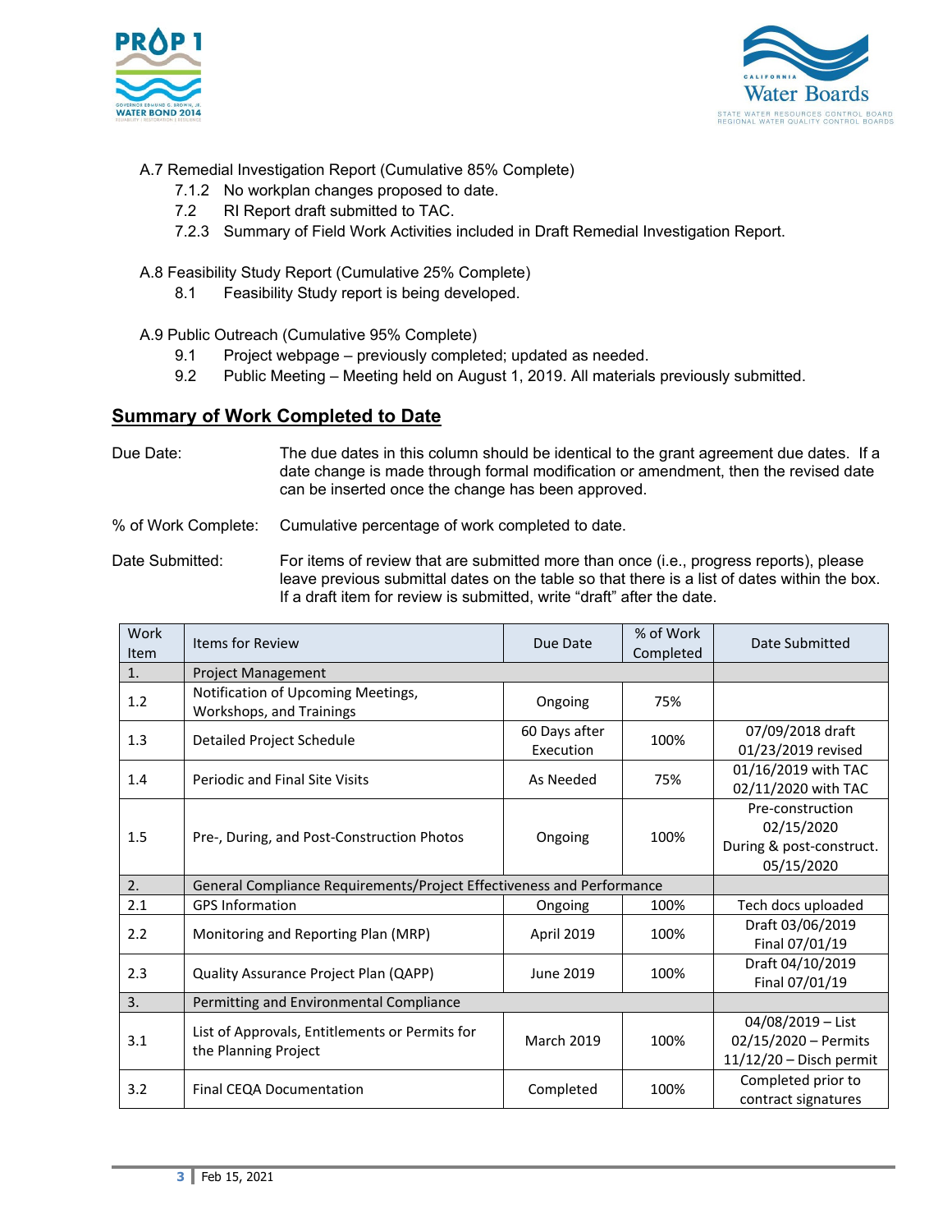A.7 Remedial Investigation Report (Cumulative 85% Complete)

- 7.1.2 No workplan changes proposed to date.
- 7.2 RI Report draft submitted to TAC.
- 7.2.3 Summary of Field Work Activities included in Draft Remedial Investigation Report.

A.8 Feasibility Study Report (Cumulative 25% Complete)

- 8.1 Feasibility Study report is being developed.

A.9 Public Outreach (Cumulative 95% Complete)

- 9.1 Project webpage – previously completed; updated as needed.
- 9.2 Public Meeting – Meeting held on August 1, 2019. All materials previously submitted.

## Summary of Work Completed to Date

Due Date: The due dates in this column should be identical to the grant agreement due dates. If a date change is made through formal modification or amendment, then the revised date can be inserted once the change has been approved.

% of Work Complete: Cumulative percentage of work completed to date.

Date Submitted: For items of review that are submitted more than once (i.e., progress reports), please leave previous submittal dates on the table so that there is a list of dates within the box. If a draft item for review is submitted, write "draft" after the date.

| Work Item | Items for Review | Due Date | % of Work Completed | Date Submitted |
|---|---|---|---|---|
| 1. | Project Management | | | |
| 1.2 | Notification of Upcoming Meetings, Workshops, and Trainings | Ongoing | 75% | |
| 1.3 | Detailed Project Schedule | 60 Days after Execution | 100% | 07/09/2018 draft<br>01/23/2019 revised |
| 1.4 | Periodic and Final Site Visits | As Needed | 75% | 01/16/2019 with TAC<br>02/11/2020 with TAC |
| 1.5 | Pre-, During, and Post-Construction Photos | Ongoing | 100% | Pre-construction 02/15/2020<br>During & post-construct. 05/15/2020 |
| 2. | General Compliance Requirements/Project Effectiveness and Performance | | | |
| 2.1 | GPS Information | Ongoing | 100% | Tech docs uploaded |
| 2.2 | Monitoring and Reporting Plan (MRP) | April 2019 | 100% | Draft 03/06/2019<br>Final 07/01/19 |
| 2.3 | Quality Assurance Project Plan (QAPP) | June 2019 | 100% | Draft 04/10/2019<br>Final 07/01/19 |
| 3. | Permitting and Environmental Compliance | | | |
| 3.1 | List of Approvals, Entitlements or Permits for the Planning Project | March 2019 | 100% | 04/08/2019 – List<br>02/15/2020 – Permits<br>11/12/20 – Disch permit |
| 3.2 | Final CEQA Documentation | Completed | 100% | Completed prior to contract signatures |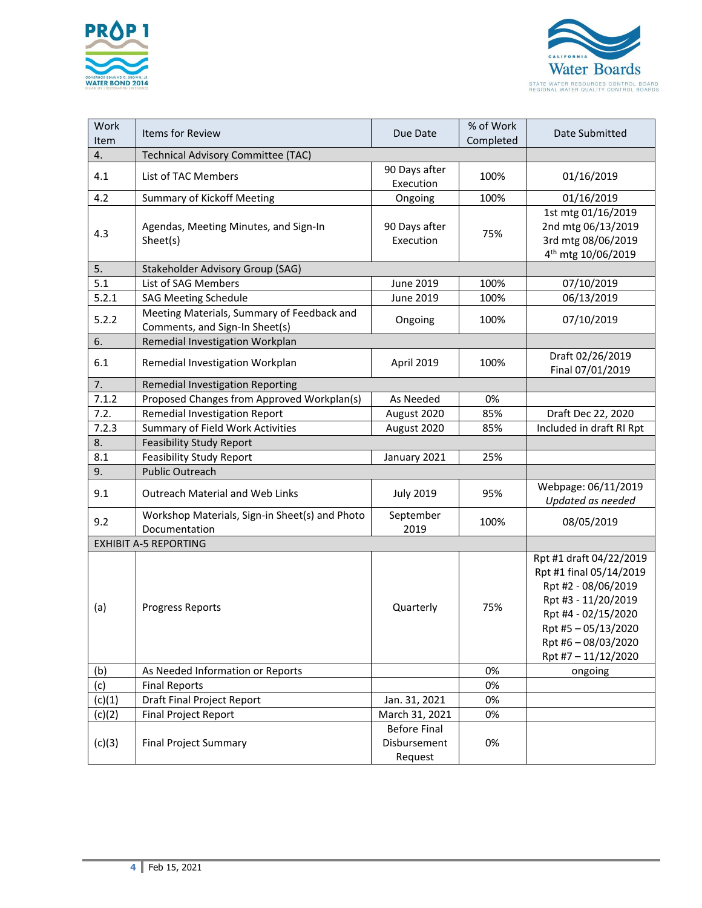| Work Item | Items for Review | Due Date | % of Work Completed | Date Submitted |
|---|---|---|---|---|
| 4. | Technical Advisory Committee (TAC) | | | |
| 4.1 | List of TAC Members | 90 Days after Execution | 100% | 01/16/2019 |
| 4.2 | Summary of Kickoff Meeting | Ongoing | 100% | 01/16/2019 |
| 4.3 | Agendas, Meeting Minutes, and Sign-In Sheet(s) | 90 Days after Execution | 75% | 1st mtg 01/16/2019<br>2nd mtg 06/13/2019<br>3rd mtg 08/06/2019<br>4th mtg 10/06/2019 |
| 5. | Stakeholder Advisory Group (SAG) | | | |
| 5.1 | List of SAG Members | June 2019 | 100% | 07/10/2019 |
| 5.2.1 | SAG Meeting Schedule | June 2019 | 100% | 06/13/2019 |
| 5.2.2 | Meeting Materials, Summary of Feedback and Comments, and Sign-In Sheet(s) | Ongoing | 100% | 07/10/2019 |
| 6. | Remedial Investigation Workplan | | | |
| 6.1 | Remedial Investigation Workplan | April 2019 | 100% | Draft 02/26/2019<br>Final 07/01/2019 |
| 7. | Remedial Investigation Reporting | | | |
| 7.1.2 | Proposed Changes from Approved Workplan(s) | As Needed | 0% | |
| 7.2. | Remedial Investigation Report | August 2020 | 85% | Draft Dec 22, 2020 |
| 7.2.3 | Summary of Field Work Activities | August 2020 | 85% | Included in draft RI Rpt |
| 8. | Feasibility Study Report | | | |
| 8.1 | Feasibility Study Report | January 2021 | 25% | |
| 9. | Public Outreach | | | |
| 9.1 | Outreach Material and Web Links | July 2019 | 95% | Webpage: 06/11/2019<br>*Updated as needed* |
| 9.2 | Workshop Materials, Sign-in Sheet(s) and Photo Documentation | September 2019 | 100% | 08/05/2019 |
| EXHIBIT A-5 REPORTING | | | | |
| (a) | Progress Reports | Quarterly | 75% | Rpt #1 draft 04/22/2019<br>Rpt #1 final 05/14/2019<br>Rpt #2 - 08/06/2019<br>Rpt #3 - 11/20/2019<br>Rpt #4 - 02/15/2020<br>Rpt #5 – 05/13/2020<br>Rpt #6 – 08/03/2020<br>Rpt #7 – 11/12/2020 |
| (b) | As Needed Information or Reports | | 0% | ongoing |
| (c) | Final Reports | | 0% | |
| (c)(1) | Draft Final Project Report | Jan. 31, 2021 | 0% | |
| (c)(2) | Final Project Report | March 31, 2021 | 0% | |
| (c)(3) | Final Project Summary | Before Final Disbursement Request | 0% | |